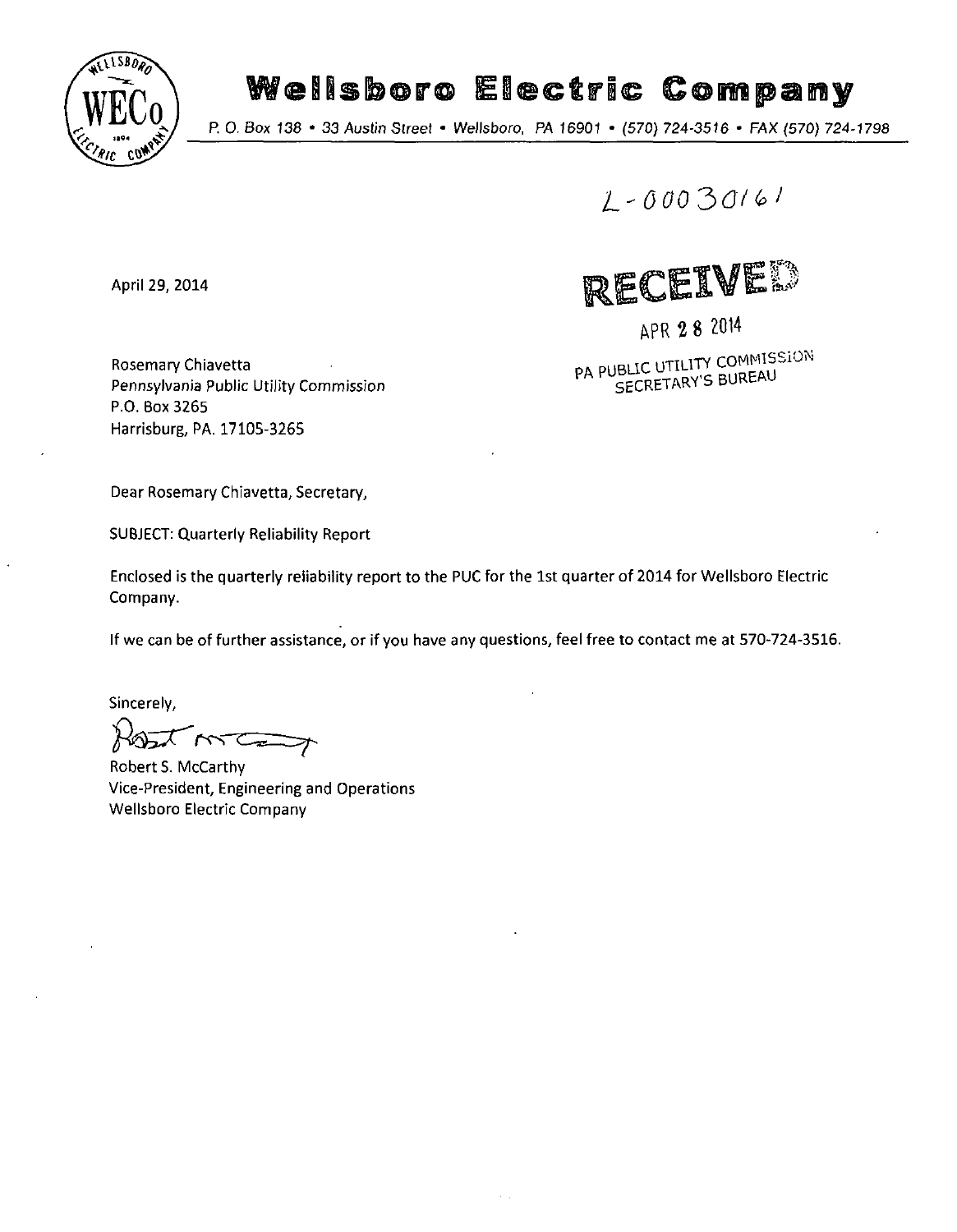# Wellsboro Electric Company

P. O. Box 138 • 33 Austin Street • Wellsboro, PA 16901 • (570) 724-3516 • FAX (570) 724-1798

L-00030161

April 29, 2014

RECEIVED

APR 28 2014

PA PUBLIC UTILITY COMMISSION
SECRETARY'S BUREAU

Rosemary Chiavetta
Pennsylvania Public Utility Commission
P.O. Box 3265
Harrisburg, PA. 17105-3265

Dear Rosemary Chiavetta, Secretary,

SUBJECT: Quarterly Reliability Report

Enclosed is the quarterly reliability report to the PUC for the 1st quarter of 2014 for Wellsboro Electric Company.

If we can be of further assistance, or if you have any questions, feel free to contact me at 570-724-3516.

Sincerely,

Robert S. McCarthy
Vice-President, Engineering and Operations
Wellsboro Electric Company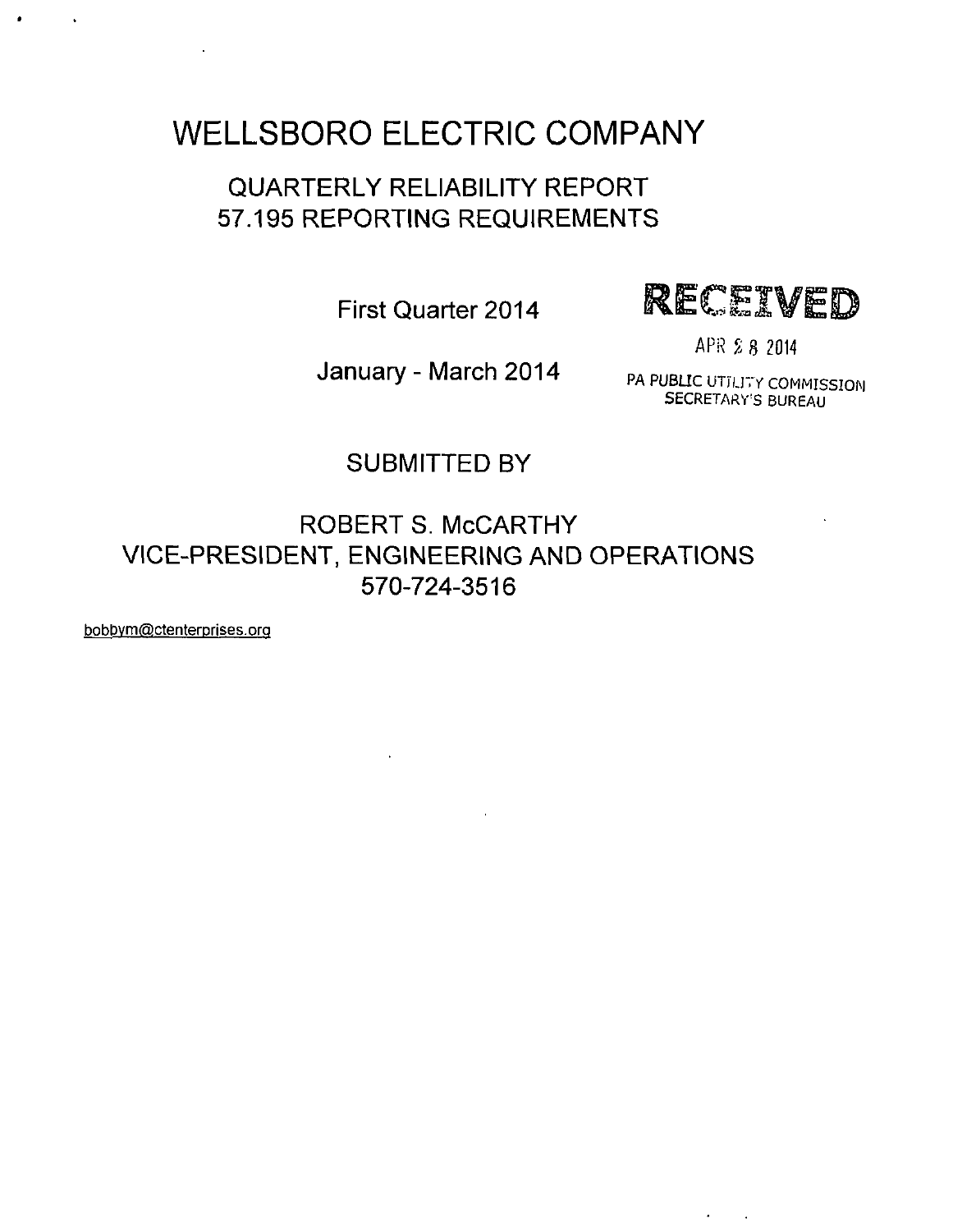# WELLSBORO ELECTRIC COMPANY

## QUARTERLY RELIABILITY REPORT
## 57.195 REPORTING REQUIREMENTS

First Quarter 2014

January - March 2014

RECEIVED

APR 28 2014

PA PUBLIC UTILITY COMMISSION
SECRETARY'S BUREAU

SUBMITTED BY

ROBERT S. McCARTHY
VICE-PRESIDENT, ENGINEERING AND OPERATIONS
570-724-3516

bobbym@ctenterprises.org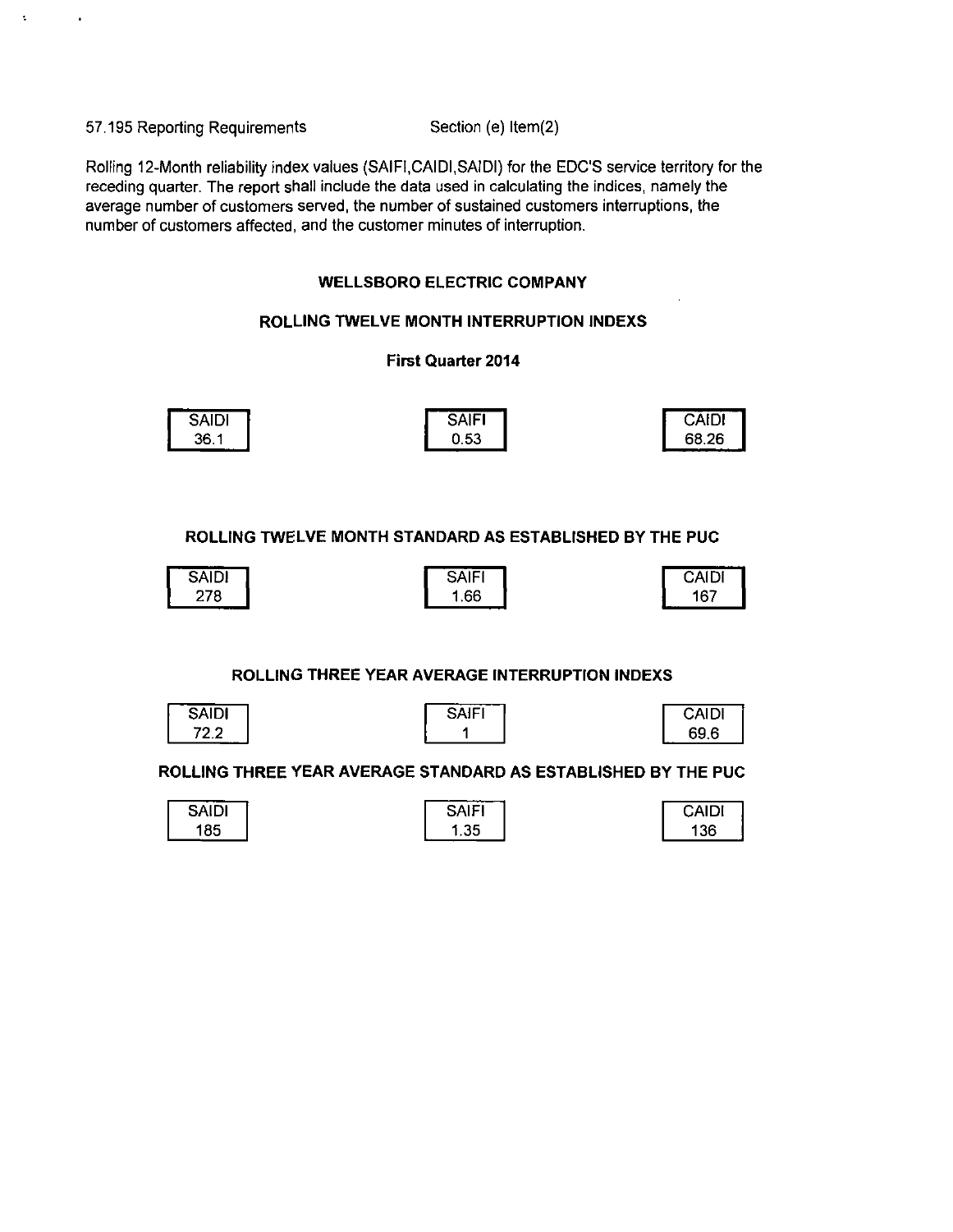57.195 Reporting Requirements Section (e) Item(2)

Rolling 12-Month reliability index values (SAIFI,CAIDI,SAIDI) for the EDC'S service territory for the receding quarter. The report shall include the data used in calculating the indices, namely the average number of customers served, the number of sustained customers interruptions, the number of customers affected, and the customer minutes of interruption.

**WELLSBORO ELECTRIC COMPANY**

**ROLLING TWELVE MONTH INTERRUPTION INDEXS**

**First Quarter 2014**

| SAIDI | SAIFI | CAIDI |
|---|---|---|
| 36.1 | 0.53 | 68.26 |

**ROLLING TWELVE MONTH STANDARD AS ESTABLISHED BY THE PUC**

| SAIDI | SAIFI | CAIDI |
|---|---|---|
| 278 | 1.66 | 167 |

**ROLLING THREE YEAR AVERAGE INTERRUPTION INDEXS**

| SAIDI | SAIFI | CAIDI |
|---|---|---|
| 72.2 | 1 | 69.6 |

**ROLLING THREE YEAR AVERAGE STANDARD AS ESTABLISHED BY THE PUC**

| SAIDI | SAIFI | CAIDI |
|---|---|---|
| 185 | 1.35 | 136 |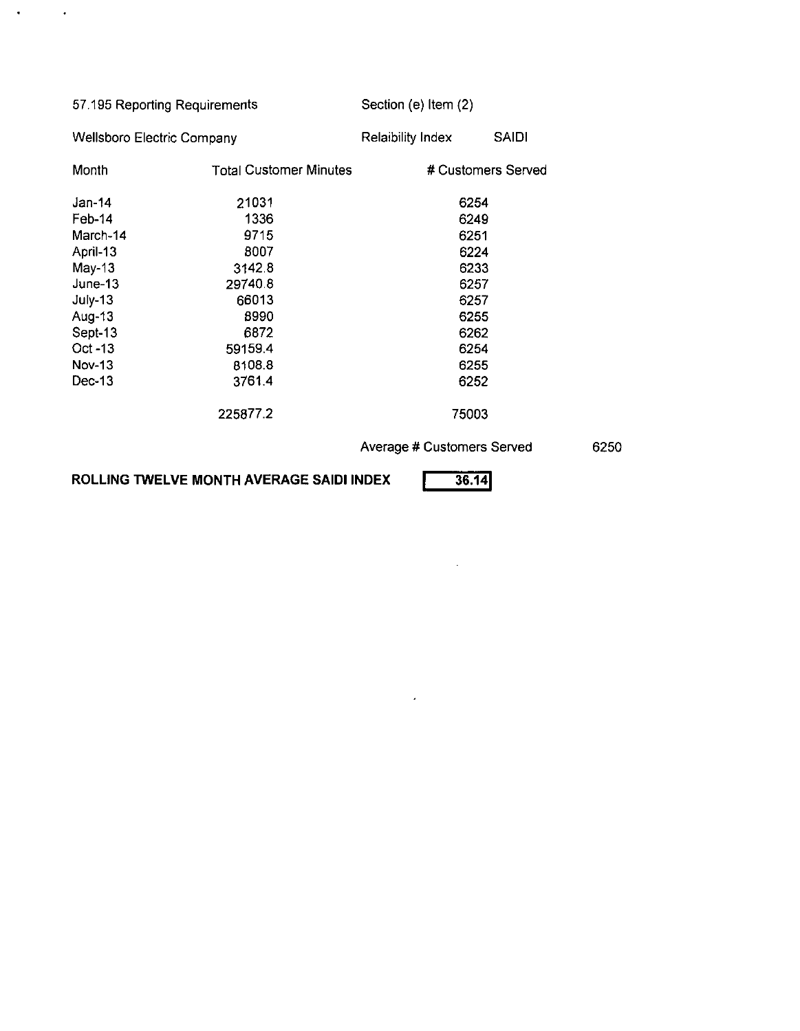57.195 Reporting Requirements | Section (e) Item (2)

Wellsboro Electric Company | Relaibility Index SAIDI

| Month | Total Customer Minutes | # Customers Served |
|---|---|---|
| Jan-14 | 21031 | 6254 |
| Feb-14 | 1336 | 6249 |
| March-14 | 9715 | 6251 |
| April-13 | 8007 | 6224 |
| May-13 | 3142.8 | 6233 |
| June-13 | 29740.8 | 6257 |
| July-13 | 66013 | 6257 |
| Aug-13 | 8990 | 6255 |
| Sept-13 | 6872 | 6262 |
| Oct -13 | 59159.4 | 6254 |
| Nov-13 | 8108.8 | 6255 |
| Dec-13 | 3761.4 | 6252 |
| | 225877.2 | 75003 |

Average # Customers Served 6250

**ROLLING TWELVE MONTH AVERAGE SAIDI INDEX** **36.14**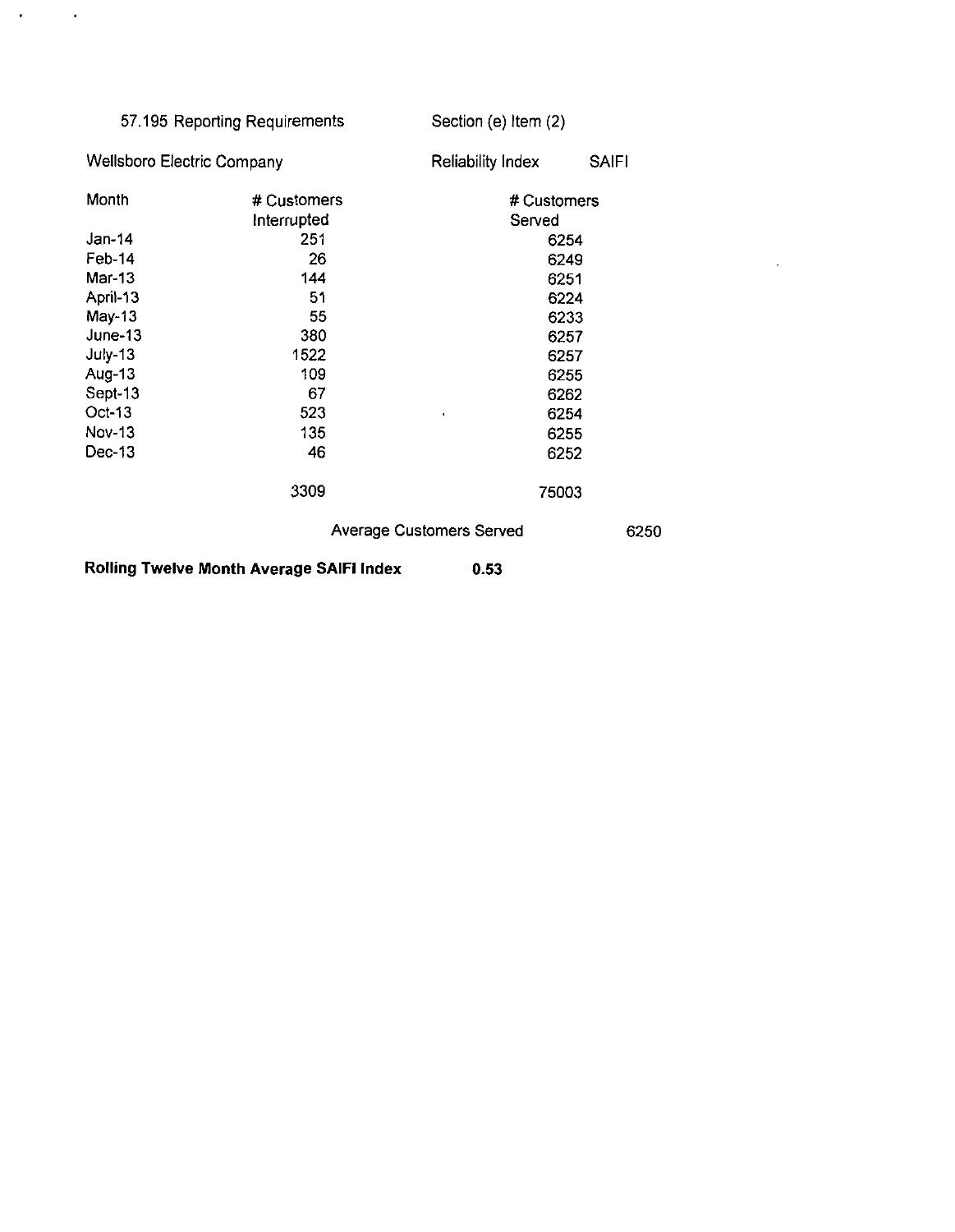57.195 Reporting Requirements    Section (e) Item (2)

Wellsboro Electric Company    Reliability Index    SAIFI

| Month | # Customers Interrupted | # Customers Served |
|---|---|---|
| Jan-14 | 251 | 6254 |
| Feb-14 | 26 | 6249 |
| Mar-13 | 144 | 6251 |
| April-13 | 51 | 6224 |
| May-13 | 55 | 6233 |
| June-13 | 380 | 6257 |
| July-13 | 1522 | 6257 |
| Aug-13 | 109 | 6255 |
| Sept-13 | 67 | 6262 |
| Oct-13 | 523 | 6254 |
| Nov-13 | 135 | 6255 |
| Dec-13 | 46 | 6252 |
| | 3309 | 75003 |

Average Customers Served    6250

**Rolling Twelve Month Average SAIFI Index    0.53**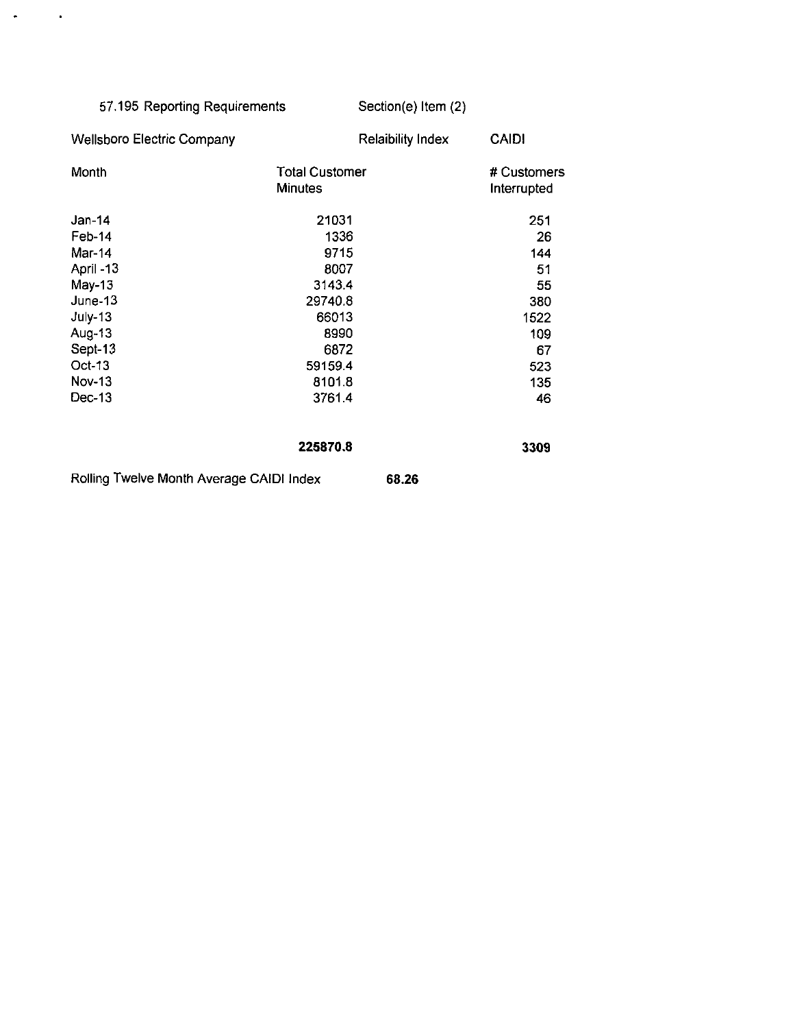57.195 Reporting Requirements Section(e) Item (2)

Wellsboro Electric Company Relaibility Index CAIDI

| Month | Total Customer Minutes | # Customers Interrupted |
|---|---|---|
| Jan-14 | 21031 | 251 |
| Feb-14 | 1336 | 26 |
| Mar-14 | 9715 | 144 |
| April -13 | 8007 | 51 |
| May-13 | 3143.4 | 55 |
| June-13 | 29740.8 | 380 |
| July-13 | 66013 | 1522 |
| Aug-13 | 8990 | 109 |
| Sept-13 | 6872 | 67 |
| Oct-13 | 59159.4 | 523 |
| Nov-13 | 8101.8 | 135 |
| Dec-13 | 3761.4 | 46 |
| | **225870.8** | **3309** |

Rolling Twelve Month Average CAIDI Index **68.26**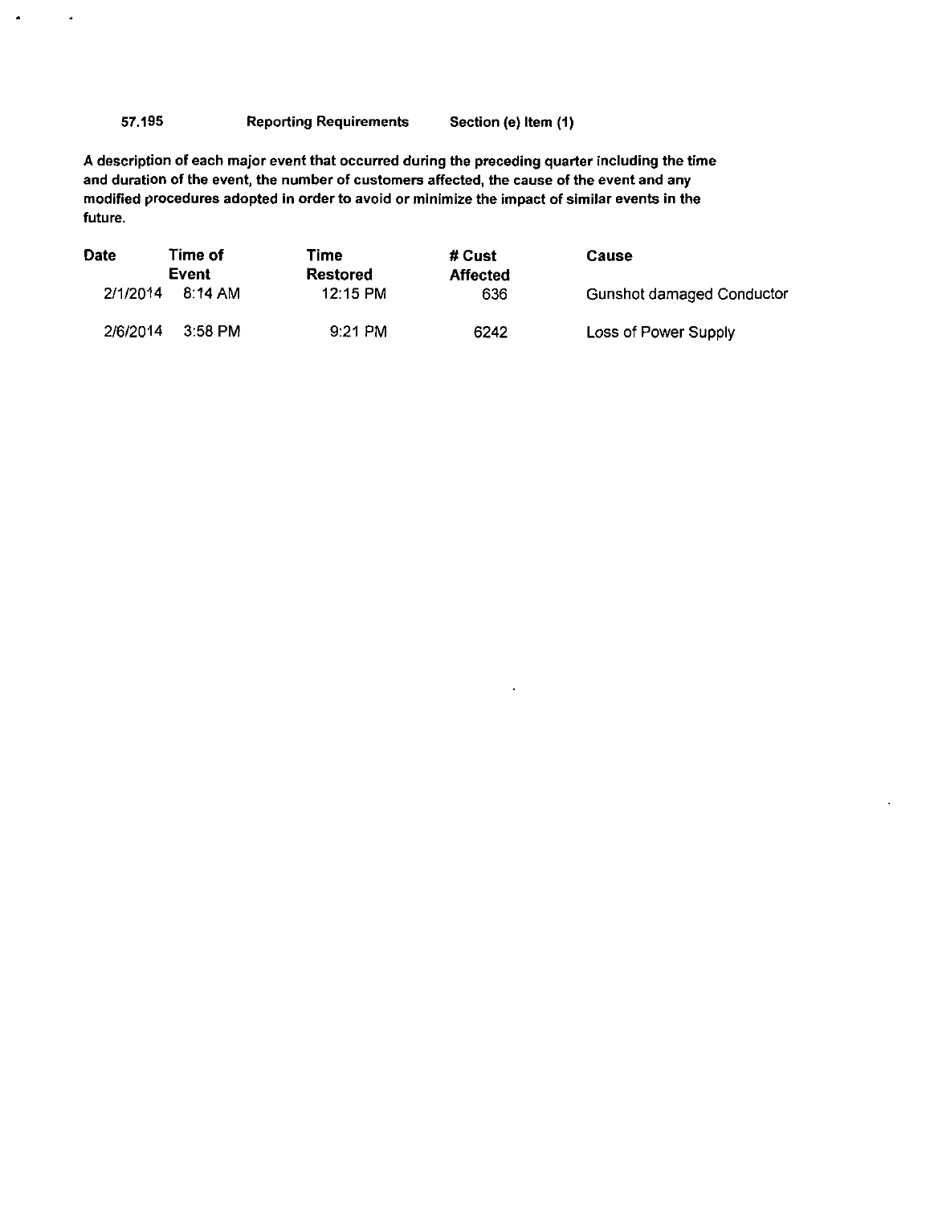**57.195 Reporting Requirements Section (e) Item (1)**

**A description of each major event that occurred during the preceding quarter including the time and duration of the event, the number of customers affected, the cause of the event and any modified procedures adopted in order to avoid or minimize the impact of similar events in the future.**

| Date | Time of Event | Time Restored | # Cust Affected | Cause |
|---|---|---|---|---|
| 2/1/2014 | 8:14 AM | 12:15 PM | 636 | Gunshot damaged Conductor |
| 2/6/2014 | 3:58 PM | 9:21 PM | 6242 | Loss of Power Supply |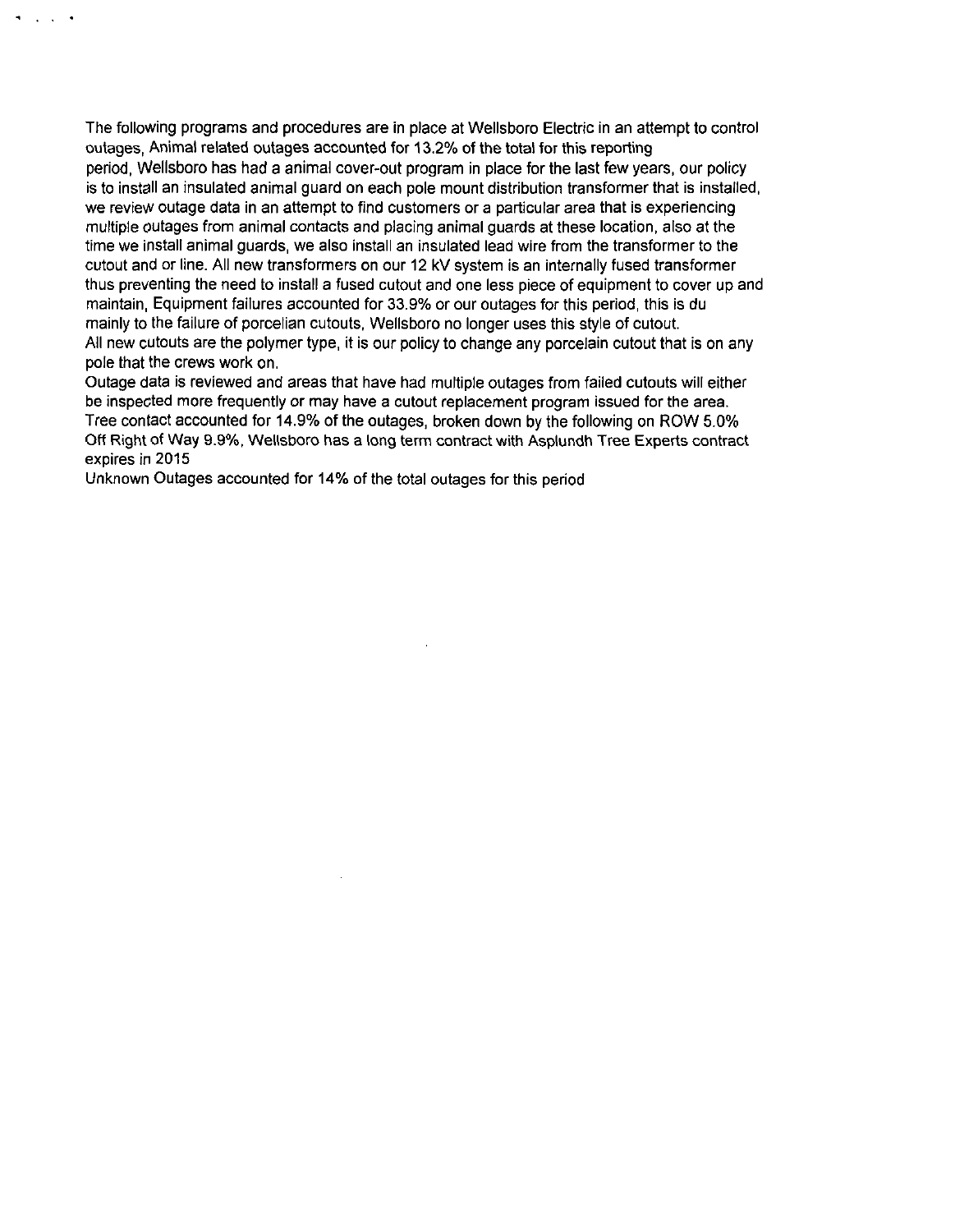The following programs and procedures are in place at Wellsboro Electric in an attempt to control outages, Animal related outages accounted for 13.2% of the total for this reporting period, Wellsboro has had a animal cover-out program in place for the last few years, our policy is to install an insulated animal guard on each pole mount distribution transformer that is installed, we review outage data in an attempt to find customers or a particular area that is experiencing multiple outages from animal contacts and placing animal guards at these location, also at the time we install animal guards, we also install an insulated lead wire from the transformer to the cutout and or line. All new transformers on our 12 kV system is an internally fused transformer thus preventing the need to install a fused cutout and one less piece of equipment to cover up and maintain, Equipment failures accounted for 33.9% or our outages for this period, this is du mainly to the failure of porcelian cutouts, Wellsboro no longer uses this style of cutout. All new cutouts are the polymer type, it is our policy to change any porcelain cutout that is on any pole that the crews work on.

Outage data is reviewed and areas that have had multiple outages from failed cutouts will either be inspected more frequently or may have a cutout replacement program issued for the area.

Tree contact accounted for 14.9% of the outages, broken down by the following on ROW 5.0% Off Right of Way 9.9%, Wellsboro has a long term contract with Asplundh Tree Experts contract expires in 2015

Unknown Outages accounted for 14% of the total outages for this period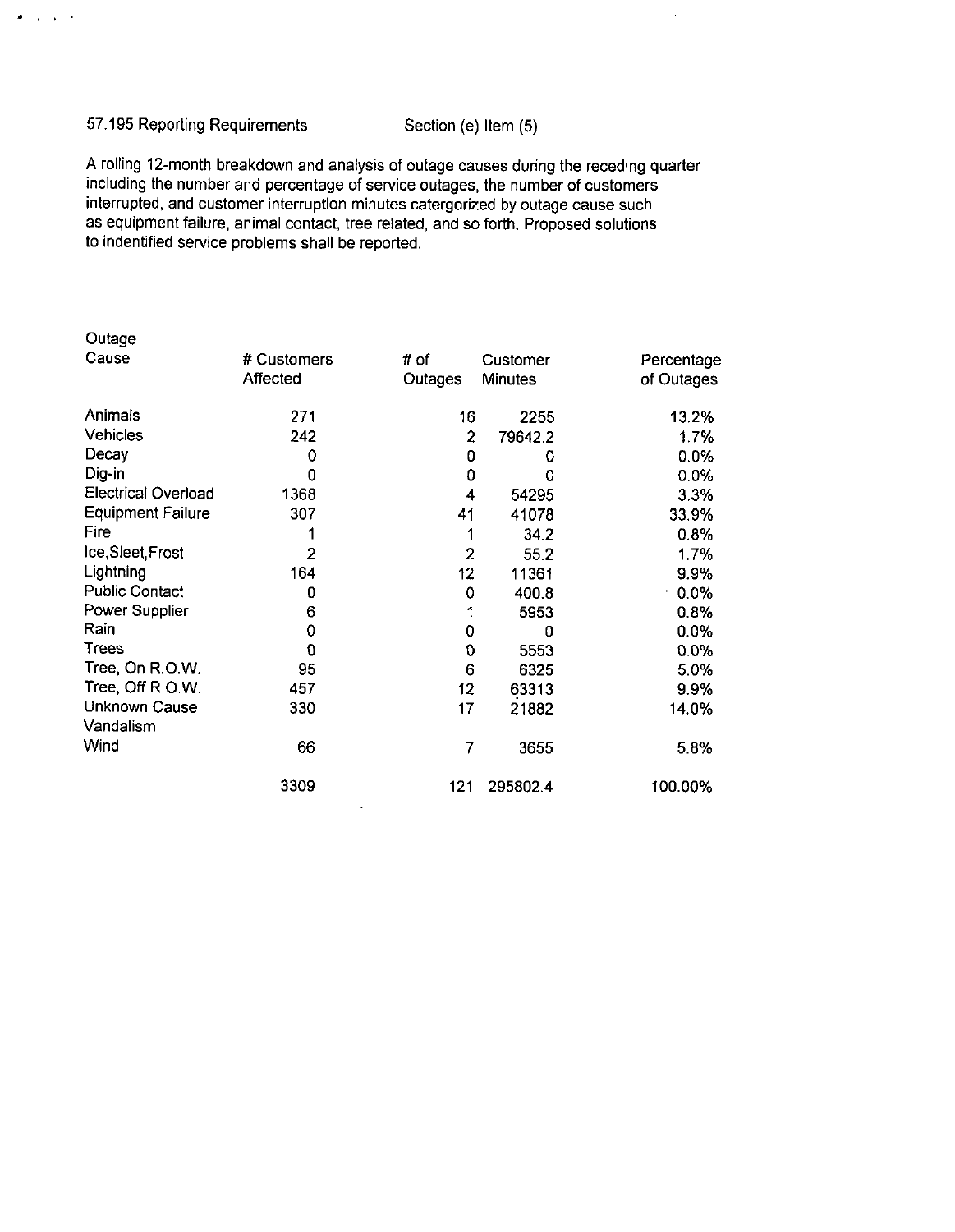57.195 Reporting Requirements    Section (e) Item (5)

A rolling 12-month breakdown and analysis of outage causes during the receding quarter including the number and percentage of service outages, the number of customers interrupted, and customer interruption minutes catergorized by outage cause such as equipment failure, animal contact, tree related, and so forth. Proposed solutions to indentified service problems shall be reported.

| Outage Cause | # Customers Affected | # of Outages | Customer Minutes | Percentage of Outages |
|---|---|---|---|---|
| Animals | 271 | 16 | 2255 | 13.2% |
| Vehicles | 242 | 2 | 79642.2 | 1.7% |
| Decay | 0 | 0 | 0 | 0.0% |
| Dig-in | 0 | 0 | 0 | 0.0% |
| Electrical Overload | 1368 | 4 | 54295 | 3.3% |
| Equipment Failure | 307 | 41 | 41078 | 33.9% |
| Fire | 1 | 1 | 34.2 | 0.8% |
| Ice,Sleet,Frost | 2 | 2 | 55.2 | 1.7% |
| Lightning | 164 | 12 | 11361 | 9.9% |
| Public Contact | 0 | 0 | 400.8 | 0.0% |
| Power Supplier | 6 | 1 | 5953 | 0.8% |
| Rain | 0 | 0 | 0 | 0.0% |
| Trees | 0 | 0 | 5553 | 0.0% |
| Tree, On R.O.W. | 95 | 6 | 6325 | 5.0% |
| Tree, Off R.O.W. | 457 | 12 | 63313 | 9.9% |
| Unknown Cause | 330 | 17 | 21882 | 14.0% |
| Vandalism | | | | |
| Wind | 66 | 7 | 3655 | 5.8% |
| | 3309 | 121 | 295802.4 | 100.00% |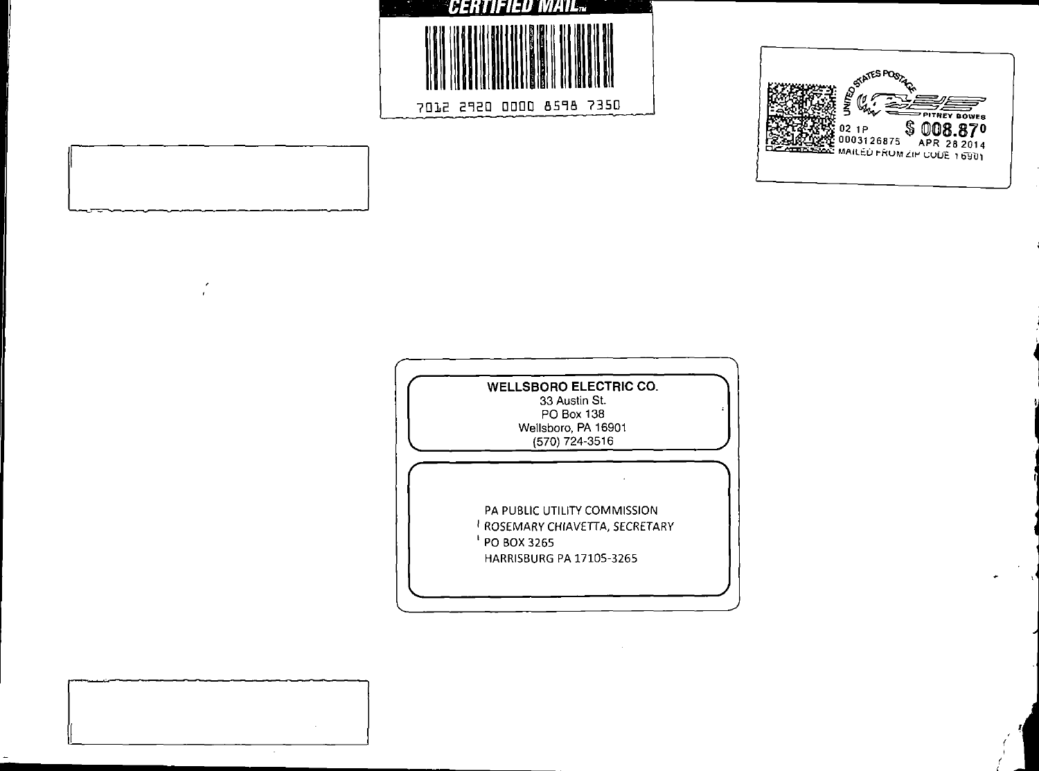CERTIFIED MAIL™

7012 2920 0000 8598 7350

UNITED STATES POSTAGE
PITNEY BOWES
02 1P $ 008.87⁰
0003126875 APR 28 2014
MAILED FROM ZIP CODE 16901

**WELLSBORO ELECTRIC CO.**
33 Austin St.
PO Box 138
Wellsboro, PA 16901
(570) 724-3516

PA PUBLIC UTILITY COMMISSION
ROSEMARY CHIAVETTA, SECRETARY
PO BOX 3265
HARRISBURG PA 17105-3265